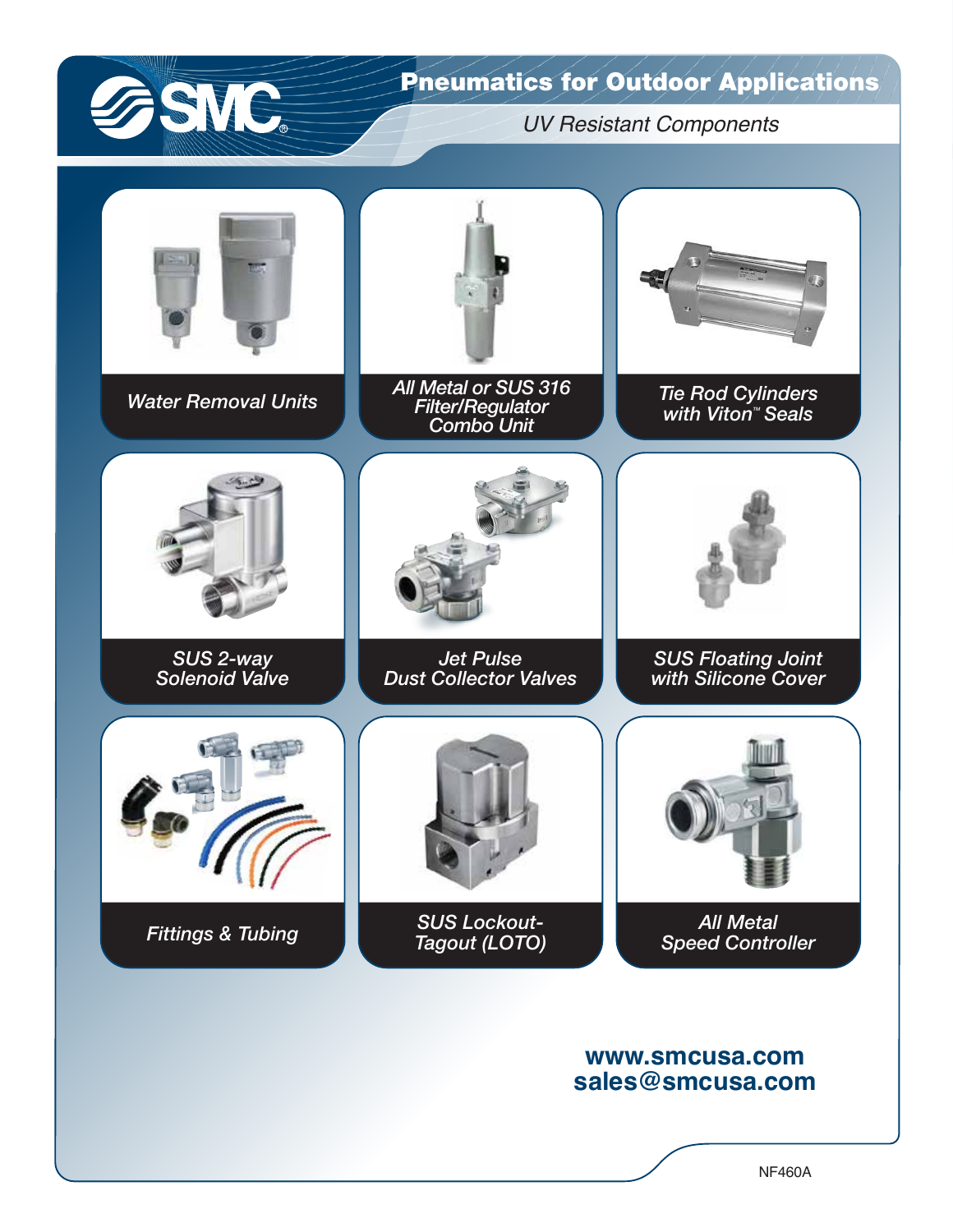# Pneumatics for Outdoor Applications

*UV Resistant Components*

- *Water Removal Units*
- *All Metal or SUS 316 Filter/Regulator Combo Unit*
- *Tie Rod Cylinders with Viton™ Seals*
- *SUS 2-way Solenoid Valve*
- *Jet Pulse Dust Collector Valves*
- *SUS Floating Joint with Silicone Cover*
- *Fittings & Tubing*
- *SUS Lockout-Tagout (LOTO)*
- *All Metal Speed Controller*

**www.smcusa.com**
**sales@smcusa.com**

NF460A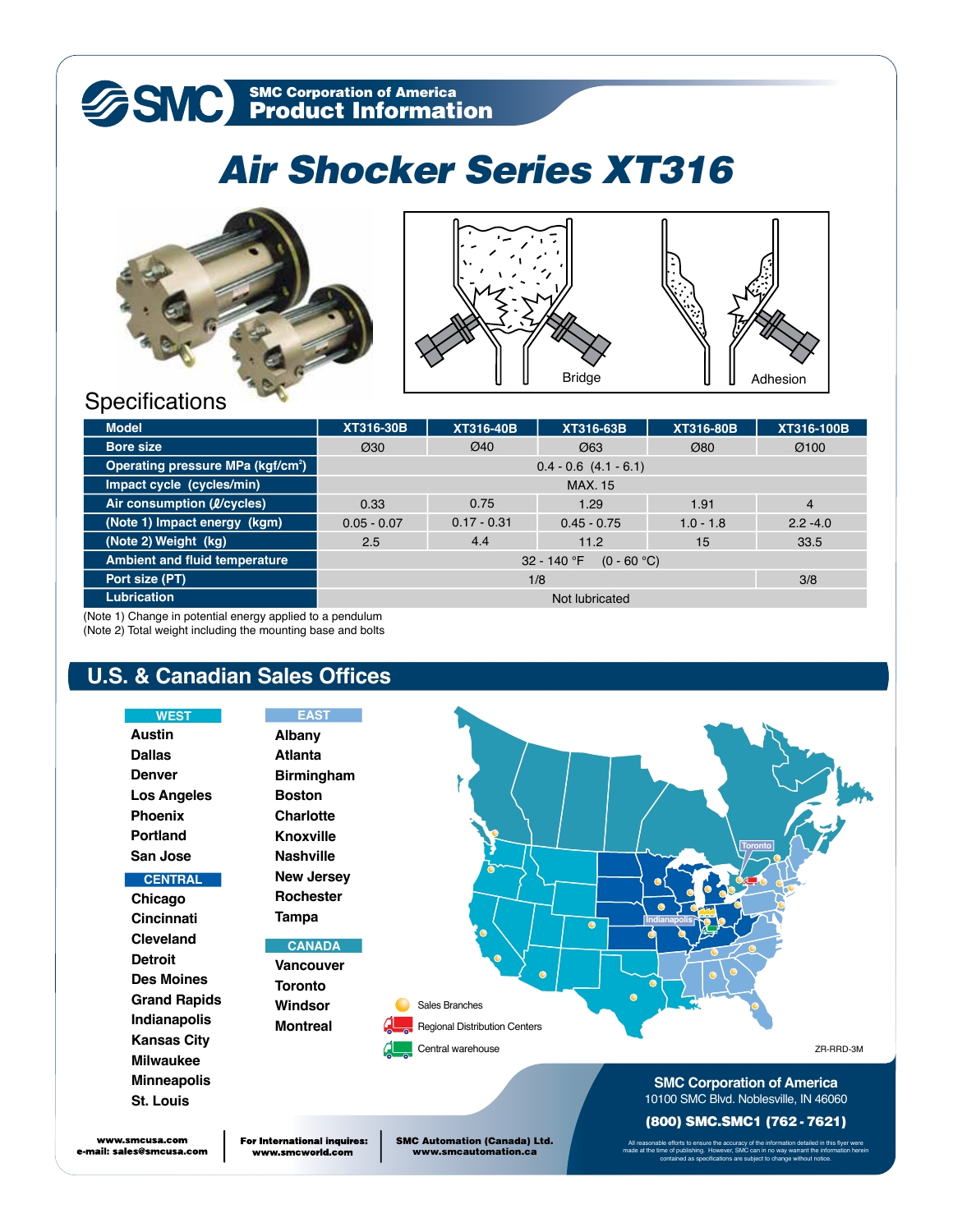SMC Corporation of America
**Product Information**

# *Air Shocker Series XT316*

Bridge

Adhesion

## Specifications

| Model | XT316-30B | XT316-40B | XT316-63B | XT316-80B | XT316-100B |
|---|---|---|---|---|---|
| Bore size | Ø30 | Ø40 | Ø63 | Ø80 | Ø100 |
| Operating pressure MPa (kgf/cm$^2$) | 0.4 - 0.6 (4.1 - 6.1) | | | | |
| Impact cycle (cycles/min) | MAX. 15 | | | | |
| Air consumption (ℓ/cycles) | 0.33 | 0.75 | 1.29 | 1.91 | 4 |
| (Note 1) Impact energy (kgm) | 0.05 - 0.07 | 0.17 - 0.31 | 0.45 - 0.75 | 1.0 - 1.8 | 2.2 -4.0 |
| (Note 2) Weight (kg) | 2.5 | 4.4 | 11.2 | 15 | 33.5 |
| Ambient and fluid temperature | 32 - 140 °F (0 - 60 °C) | | | | |
| Port size (PT) | 1/8 | | | | 3/8 |
| Lubrication | Not lubricated | | | | |

(Note 1) Change in potential energy applied to a pendulum
(Note 2) Total weight including the mounting base and bolts

## U.S. & Canadian Sales Offices

**WEST**
- Austin
- Dallas
- Denver
- Los Angeles
- Phoenix
- Portland
- San Jose

**CENTRAL**
- Chicago
- Cincinnati
- Cleveland
- Detroit
- Des Moines
- Grand Rapids
- Indianapolis
- Kansas City
- Milwaukee
- Minneapolis
- St. Louis

**EAST**
- Albany
- Atlanta
- Birmingham
- Boston
- Charlotte
- Knoxville
- Nashville
- New Jersey
- Rochester
- Tampa

**CANADA**
- Vancouver
- Toronto
- Windsor
- Montreal

Toronto

Indianapolis

Sales Branches

Regional Distribution Centers

Central warehouse

ZR-RRD-3M

**SMC Corporation of America**
10100 SMC Blvd. Noblesville, IN 46060
**(800) SMC.SMC1 (762 - 7621)**

All reasonable efforts to ensure the accuracy of the information detailed in this flyer were made at the time of publishing. However, SMC can in no way warrant the information herein contained as specifications are subject to change without notice.

www.smcusa.com
e-mail: sales@smcusa.com

For International inquires: www.smcworld.com

SMC Automation (Canada) Ltd. www.smcautomation.ca